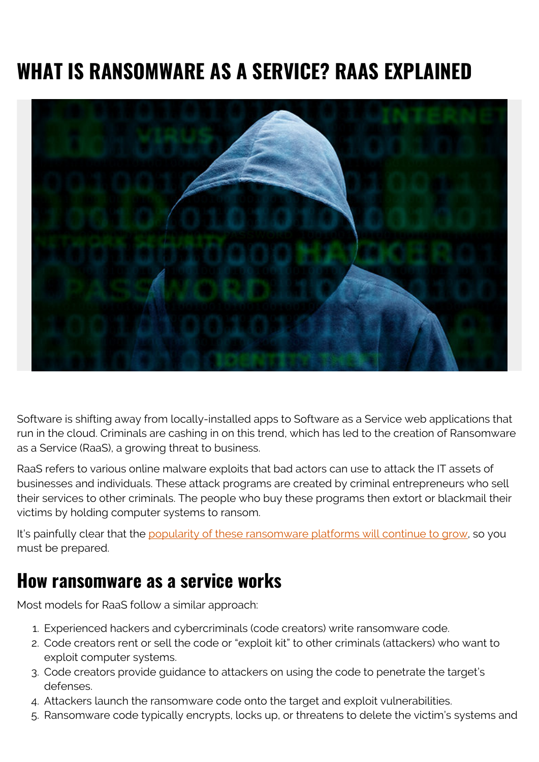# WHAT IS RANSOMWARE AS A SERVICE? RAAS EXPLAINED

Software is shifting away from locally-installed apps to Software as a Service web applications that run in the cloud. Criminals are cashing in on this trend, which has led to the creation of Ransomware as a Service (RaaS), a growing threat to business.

RaaS refers to various online malware exploits that bad actors can use to attack the IT assets of businesses and individuals. These attack programs are created by criminal entrepreneurs who sell their services to other criminals. The people who buy these programs then extort or blackmail their victims by holding computer systems to ransom.

It's painfully clear that the popularity of these ransomware platforms will continue to grow, so you must be prepared.

## How ransomware as a service works

Most models for RaaS follow a similar approach:

1. Experienced hackers and cybercriminals (code creators) write ransomware code.
2. Code creators rent or sell the code or "exploit kit" to other criminals (attackers) who want to exploit computer systems.
3. Code creators provide guidance to attackers on using the code to penetrate the target's defenses.
4. Attackers launch the ransomware code onto the target and exploit vulnerabilities.
5. Ransomware code typically encrypts, locks up, or threatens to delete the victim's systems and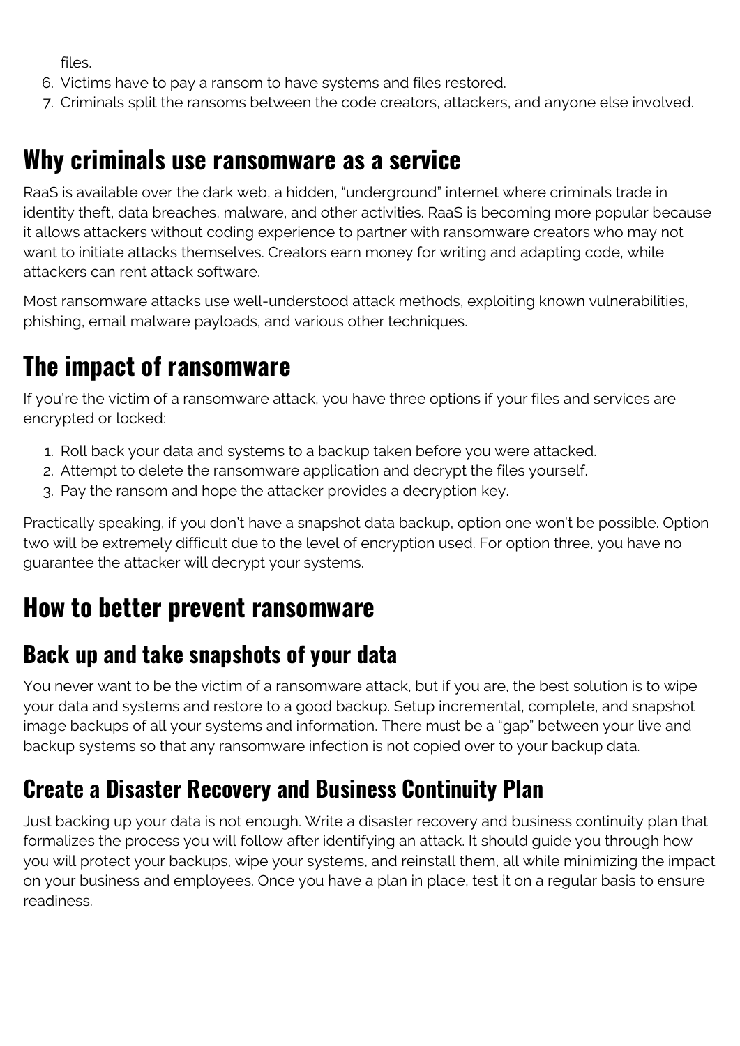files.

6. Victims have to pay a ransom to have systems and files restored.
7. Criminals split the ransoms between the code creators, attackers, and anyone else involved.

## Why criminals use ransomware as a service

RaaS is available over the dark web, a hidden, "underground" internet where criminals trade in identity theft, data breaches, malware, and other activities. RaaS is becoming more popular because it allows attackers without coding experience to partner with ransomware creators who may not want to initiate attacks themselves. Creators earn money for writing and adapting code, while attackers can rent attack software.

Most ransomware attacks use well-understood attack methods, exploiting known vulnerabilities, phishing, email malware payloads, and various other techniques.

## The impact of ransomware

If you're the victim of a ransomware attack, you have three options if your files and services are encrypted or locked:

1. Roll back your data and systems to a backup taken before you were attacked.
2. Attempt to delete the ransomware application and decrypt the files yourself.
3. Pay the ransom and hope the attacker provides a decryption key.

Practically speaking, if you don't have a snapshot data backup, option one won't be possible. Option two will be extremely difficult due to the level of encryption used. For option three, you have no guarantee the attacker will decrypt your systems.

## How to better prevent ransomware

### Back up and take snapshots of your data

You never want to be the victim of a ransomware attack, but if you are, the best solution is to wipe your data and systems and restore to a good backup. Setup incremental, complete, and snapshot image backups of all your systems and information. There must be a "gap" between your live and backup systems so that any ransomware infection is not copied over to your backup data.

### Create a Disaster Recovery and Business Continuity Plan

Just backing up your data is not enough. Write a disaster recovery and business continuity plan that formalizes the process you will follow after identifying an attack. It should guide you through how you will protect your backups, wipe your systems, and reinstall them, all while minimizing the impact on your business and employees. Once you have a plan in place, test it on a regular basis to ensure readiness.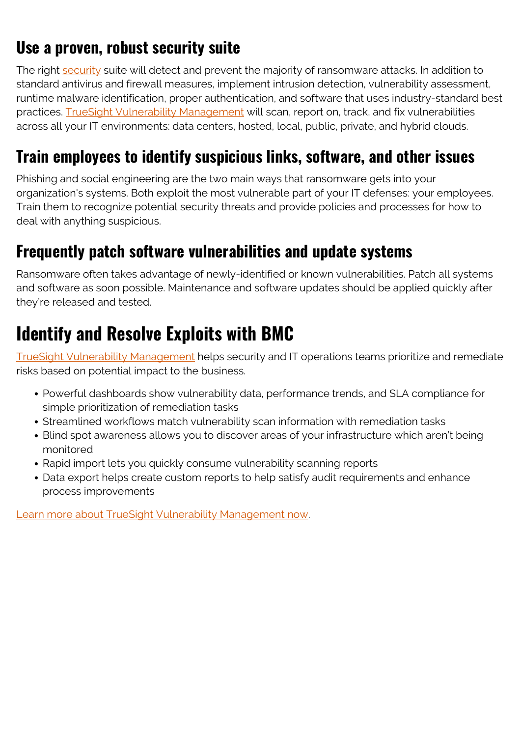## Use a proven, robust security suite

The right security suite will detect and prevent the majority of ransomware attacks. In addition to standard antivirus and firewall measures, implement intrusion detection, vulnerability assessment, runtime malware identification, proper authentication, and software that uses industry-standard best practices. TrueSight Vulnerability Management will scan, report on, track, and fix vulnerabilities across all your IT environments: data centers, hosted, local, public, private, and hybrid clouds.

## Train employees to identify suspicious links, software, and other issues

Phishing and social engineering are the two main ways that ransomware gets into your organization's systems. Both exploit the most vulnerable part of your IT defenses: your employees. Train them to recognize potential security threats and provide policies and processes for how to deal with anything suspicious.

## Frequently patch software vulnerabilities and update systems

Ransomware often takes advantage of newly-identified or known vulnerabilities. Patch all systems and software as soon possible. Maintenance and software updates should be applied quickly after they're released and tested.

# Identify and Resolve Exploits with BMC

TrueSight Vulnerability Management helps security and IT operations teams prioritize and remediate risks based on potential impact to the business.

- Powerful dashboards show vulnerability data, performance trends, and SLA compliance for simple prioritization of remediation tasks
- Streamlined workflows match vulnerability scan information with remediation tasks
- Blind spot awareness allows you to discover areas of your infrastructure which aren't being monitored
- Rapid import lets you quickly consume vulnerability scanning reports
- Data export helps create custom reports to help satisfy audit requirements and enhance process improvements

Learn more about TrueSight Vulnerability Management now.